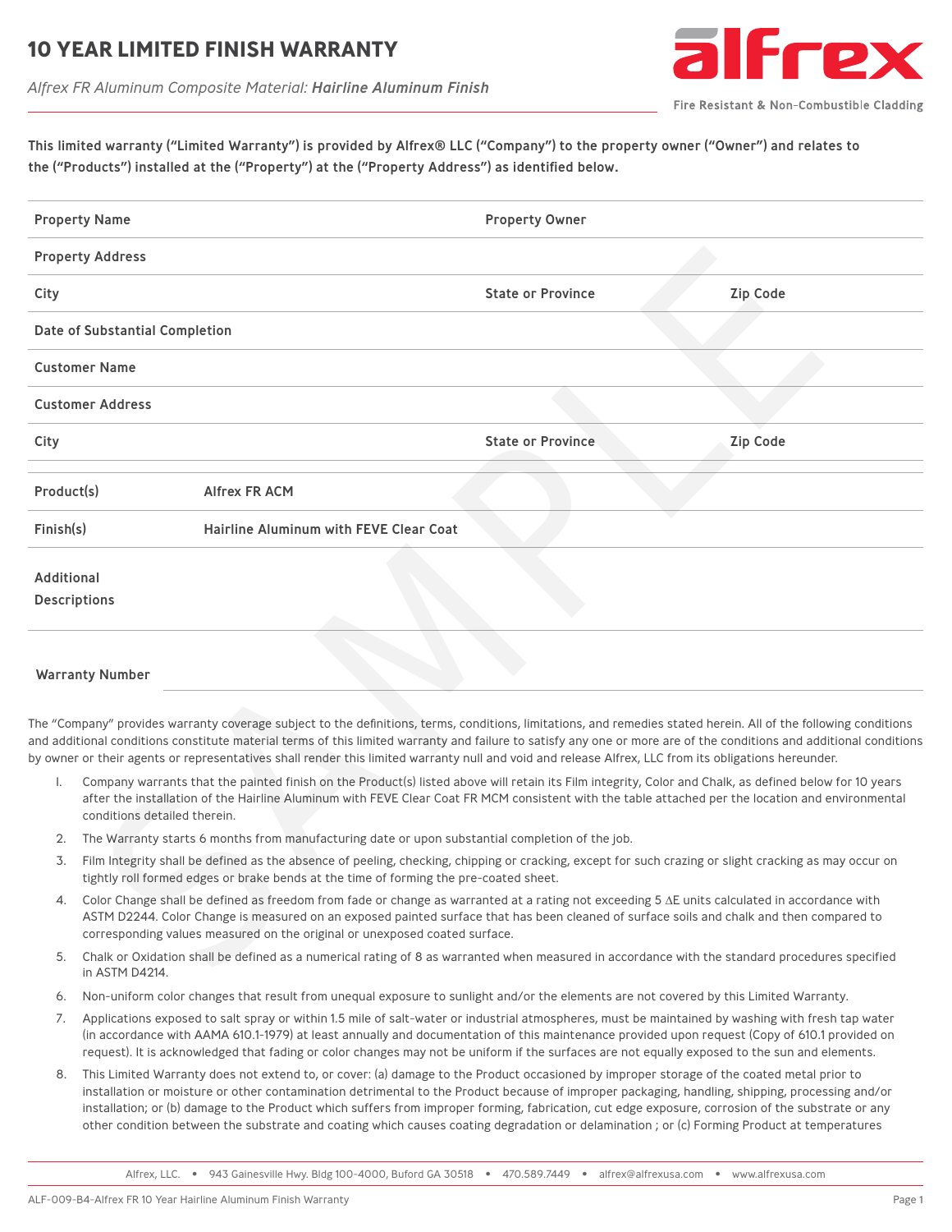# 10 YEAR LIMITED FINISH WARRANTY

*Alfrex FR Aluminum Composite Material:* ***Hairline Aluminum Finish***

alfrex — Fire Resistant & Non-Combustible Cladding

**This limited warranty ("Limited Warranty") is provided by Alfrex® LLC ("Company") to the property owner ("Owner") and relates to the ("Products") installed at the ("Property") at the ("Property Address") as identified below.**

| | | | |
|---|---|---|---|
| **Property Name** | | **Property Owner** | |
| **Property Address** | | | |
| **City** | | **State or Province** | **Zip Code** |
| **Date of Substantial Completion** | | | |
| **Customer Name** | | | |
| **Customer Address** | | | |
| **City** | | **State or Province** | **Zip Code** |

| | |
|---|---|
| **Product(s)** | **Alfrex FR ACM** |
| **Finish(s)** | **Hairline Aluminum with FEVE Clear Coat** |
| **Additional Descriptions** | |

**Warranty Number**

The "Company" provides warranty coverage subject to the definitions, terms, conditions, limitations, and remedies stated herein. All of the following conditions and additional conditions constitute material terms of this limited warranty and failure to satisfy any one or more are of the conditions and additional conditions by owner or their agents or representatives shall render this limited warranty null and void and release Alfrex, LLC from its obligations hereunder.

1. Company warrants that the painted finish on the Product(s) listed above will retain its Film integrity, Color and Chalk, as defined below for 10 years after the installation of the Hairline Aluminum with FEVE Clear Coat FR MCM consistent with the table attached per the location and environmental conditions detailed therein.
2. The Warranty starts 6 months from manufacturing date or upon substantial completion of the job.
3. Film Integrity shall be defined as the absence of peeling, checking, chipping or cracking, except for such crazing or slight cracking as may occur on tightly roll formed edges or brake bends at the time of forming the pre-coated sheet.
4. Color Change shall be defined as freedom from fade or change as warranted at a rating not exceeding 5 $\Delta E$ units calculated in accordance with ASTM D2244. Color Change is measured on an exposed painted surface that has been cleaned of surface soils and chalk and then compared to corresponding values measured on the original or unexposed coated surface.
5. Chalk or Oxidation shall be defined as a numerical rating of 8 as warranted when measured in accordance with the standard procedures specified in ASTM D4214.
6. Non-uniform color changes that result from unequal exposure to sunlight and/or the elements are not covered by this Limited Warranty.
7. Applications exposed to salt spray or within 1.5 mile of salt-water or industrial atmospheres, must be maintained by washing with fresh tap water (in accordance with AAMA 610.1-1979) at least annually and documentation of this maintenance provided upon request (Copy of 610.1 provided on request). It is acknowledged that fading or color changes may not be uniform if the surfaces are not equally exposed to the sun and elements.
8. This Limited Warranty does not extend to, or cover: (a) damage to the Product occasioned by improper storage of the coated metal prior to installation or moisture or other contamination detrimental to the Product because of improper packaging, handling, shipping, processing and/or installation; or (b) damage to the Product which suffers from improper forming, fabrication, cut edge exposure, corrosion of the substrate or any other condition between the substrate and coating which causes coating degradation or delamination ; or (c) Forming Product at temperatures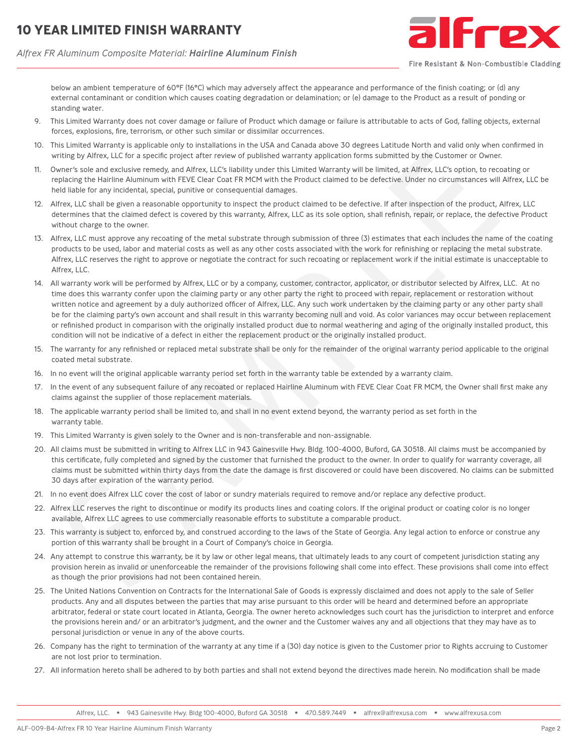below an ambient temperature of 60°F (16°C) which may adversely affect the appearance and performance of the finish coating; or (d) any external contaminant or condition which causes coating degradation or delamination; or (e) damage to the Product as a result of ponding or standing water.

9. This Limited Warranty does not cover damage or failure of Product which damage or failure is attributable to acts of God, falling objects, external forces, explosions, fire, terrorism, or other such similar or dissimilar occurrences.
10. This Limited Warranty is applicable only to installations in the USA and Canada above 30 degrees Latitude North and valid only when confirmed in writing by Alfrex, LLC for a specific project after review of published warranty application forms submitted by the Customer or Owner.
11. Owner's sole and exclusive remedy, and Alfrex, LLC's liability under this Limited Warranty will be limited, at Alfrex, LLC's option, to recoating or replacing the Hairline Aluminum with FEVE Clear Coat FR MCM with the Product claimed to be defective. Under no circumstances will Alfrex, LLC be held liable for any incidental, special, punitive or consequential damages.
12. Alfrex, LLC shall be given a reasonable opportunity to inspect the product claimed to be defective. If after inspection of the product, Alfrex, LLC determines that the claimed defect is covered by this warranty, Alfrex, LLC as its sole option, shall refinish, repair, or replace, the defective Product without charge to the owner.
13. Alfrex, LLC must approve any recoating of the metal substrate through submission of three (3) estimates that each includes the name of the coating products to be used, labor and material costs as well as any other costs associated with the work for refinishing or replacing the metal substrate. Alfrex, LLC reserves the right to approve or negotiate the contract for such recoating or replacement work if the initial estimate is unacceptable to Alfrex, LLC.
14. All warranty work will be performed by Alfrex, LLC or by a company, customer, contractor, applicator, or distributor selected by Alfrex, LLC. At no time does this warranty confer upon the claiming party or any other party the right to proceed with repair, replacement or restoration without written notice and agreement by a duly authorized officer of Alfrex, LLC. Any such work undertaken by the claiming party or any other party shall be for the claiming party's own account and shall result in this warranty becoming null and void. As color variances may occur between replacement or refinished product in comparison with the originally installed product due to normal weathering and aging of the originally installed product, this condition will not be indicative of a defect in either the replacement product or the originally installed product.
15. The warranty for any refinished or replaced metal substrate shall be only for the remainder of the original warranty period applicable to the original coated metal substrate.
16. In no event will the original applicable warranty period set forth in the warranty table be extended by a warranty claim.
17. In the event of any subsequent failure of any recoated or replaced Hairline Aluminum with FEVE Clear Coat FR MCM, the Owner shall first make any claims against the supplier of those replacement materials.
18. The applicable warranty period shall be limited to, and shall in no event extend beyond, the warranty period as set forth in the warranty table.
19. This Limited Warranty is given solely to the Owner and is non-transferable and non-assignable.
20. All claims must be submitted in writing to Alfrex LLC in 943 Gainesville Hwy. Bldg. 100-4000, Buford, GA 30518. All claims must be accompanied by this certificate, fully completed and signed by the customer that furnished the product to the owner. In order to qualify for warranty coverage, all claims must be submitted within thirty days from the date the damage is first discovered or could have been discovered. No claims can be submitted 30 days after expiration of the warranty period.
21. In no event does Alfrex LLC cover the cost of labor or sundry materials required to remove and/or replace any defective product.
22. Alfrex LLC reserves the right to discontinue or modify its products lines and coating colors. If the original product or coating color is no longer available, Alfrex LLC agrees to use commercially reasonable efforts to substitute a comparable product.
23. This warranty is subject to, enforced by, and construed according to the laws of the State of Georgia. Any legal action to enforce or construe any portion of this warranty shall be brought in a Court of Company's choice in Georgia.
24. Any attempt to construe this warranty, be it by law or other legal means, that ultimately leads to any court of competent jurisdiction stating any provision herein as invalid or unenforceable the remainder of the provisions following shall come into effect. These provisions shall come into effect as though the prior provisions had not been contained herein.
25. The United Nations Convention on Contracts for the International Sale of Goods is expressly disclaimed and does not apply to the sale of Seller products. Any and all disputes between the parties that may arise pursuant to this order will be heard and determined before an appropriate arbitrator, federal or state court located in Atlanta, Georgia. The owner hereto acknowledges such court has the jurisdiction to interpret and enforce the provisions herein and/ or an arbitrator's judgment, and the owner and the Customer waives any and all objections that they may have as to personal jurisdiction or venue in any of the above courts.
26. Company has the right to termination of the warranty at any time if a (30) day notice is given to the Customer prior to Rights accruing to Customer are not lost prior to termination.
27. All information hereto shall be adhered to by both parties and shall not extend beyond the directives made herein. No modification shall be made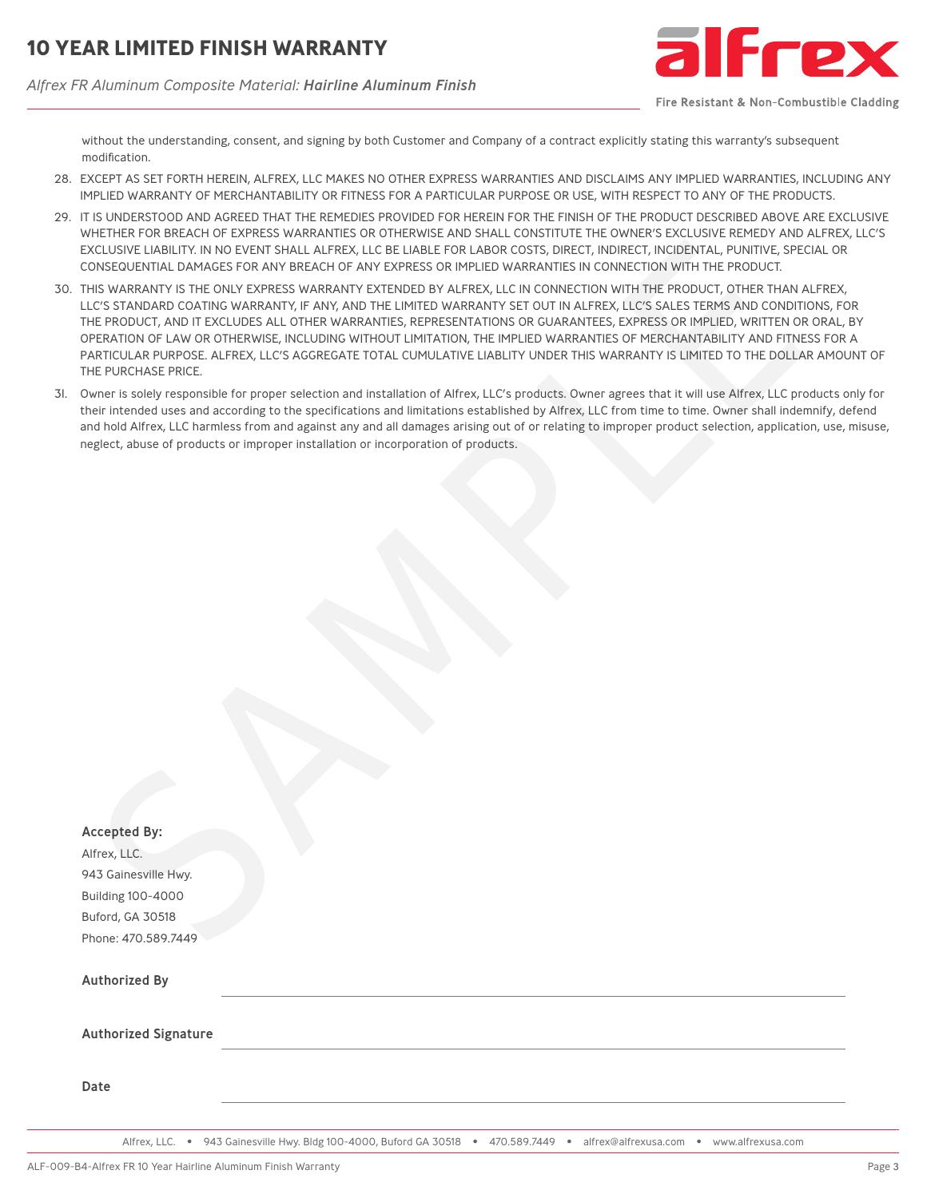without the understanding, consent, and signing by both Customer and Company of a contract explicitly stating this warranty's subsequent modification.

28. EXCEPT AS SET FORTH HEREIN, ALFREX, LLC MAKES NO OTHER EXPRESS WARRANTIES AND DISCLAIMS ANY IMPLIED WARRANTIES, INCLUDING ANY IMPLIED WARRANTY OF MERCHANTABILITY OR FITNESS FOR A PARTICULAR PURPOSE OR USE, WITH RESPECT TO ANY OF THE PRODUCTS.
29. IT IS UNDERSTOOD AND AGREED THAT THE REMEDIES PROVIDED FOR HEREIN FOR THE FINISH OF THE PRODUCT DESCRIBED ABOVE ARE EXCLUSIVE WHETHER FOR BREACH OF EXPRESS WARRANTIES OR OTHERWISE AND SHALL CONSTITUTE THE OWNER'S EXCLUSIVE REMEDY AND ALFREX, LLC'S EXCLUSIVE LIABILITY. IN NO EVENT SHALL ALFREX, LLC BE LIABLE FOR LABOR COSTS, DIRECT, INDIRECT, INCIDENTAL, PUNITIVE, SPECIAL OR CONSEQUENTIAL DAMAGES FOR ANY BREACH OF ANY EXPRESS OR IMPLIED WARRANTIES IN CONNECTION WITH THE PRODUCT.
30. THIS WARRANTY IS THE ONLY EXPRESS WARRANTY EXTENDED BY ALFREX, LLC IN CONNECTION WITH THE PRODUCT, OTHER THAN ALFREX, LLC'S STANDARD COATING WARRANTY, IF ANY, AND THE LIMITED WARRANTY SET OUT IN ALFREX, LLC'S SALES TERMS AND CONDITIONS, FOR THE PRODUCT, AND IT EXCLUDES ALL OTHER WARRANTIES, REPRESENTATIONS OR GUARANTEES, EXPRESS OR IMPLIED, WRITTEN OR ORAL, BY OPERATION OF LAW OR OTHERWISE, INCLUDING WITHOUT LIMITATION, THE IMPLIED WARRANTIES OF MERCHANTABILITY AND FITNESS FOR A PARTICULAR PURPOSE. ALFREX, LLC'S AGGREGATE TOTAL CUMULATIVE LIABLITY UNDER THIS WARRANTY IS LIMITED TO THE DOLLAR AMOUNT OF THE PURCHASE PRICE.
31. Owner is solely responsible for proper selection and installation of Alfrex, LLC's products. Owner agrees that it will use Alfrex, LLC products only for their intended uses and according to the specifications and limitations established by Alfrex, LLC from time to time. Owner shall indemnify, defend and hold Alfrex, LLC harmless from and against any and all damages arising out of or relating to improper product selection, application, use, misuse, neglect, abuse of products or improper installation or incorporation of products.

**Accepted By:**
Alfrex, LLC.
943 Gainesville Hwy.
Building 100-4000
Buford, GA 30518
Phone: 470.589.7449

**Authorized By** ______________________________

**Authorized Signature** ______________________________

**Date** ______________________________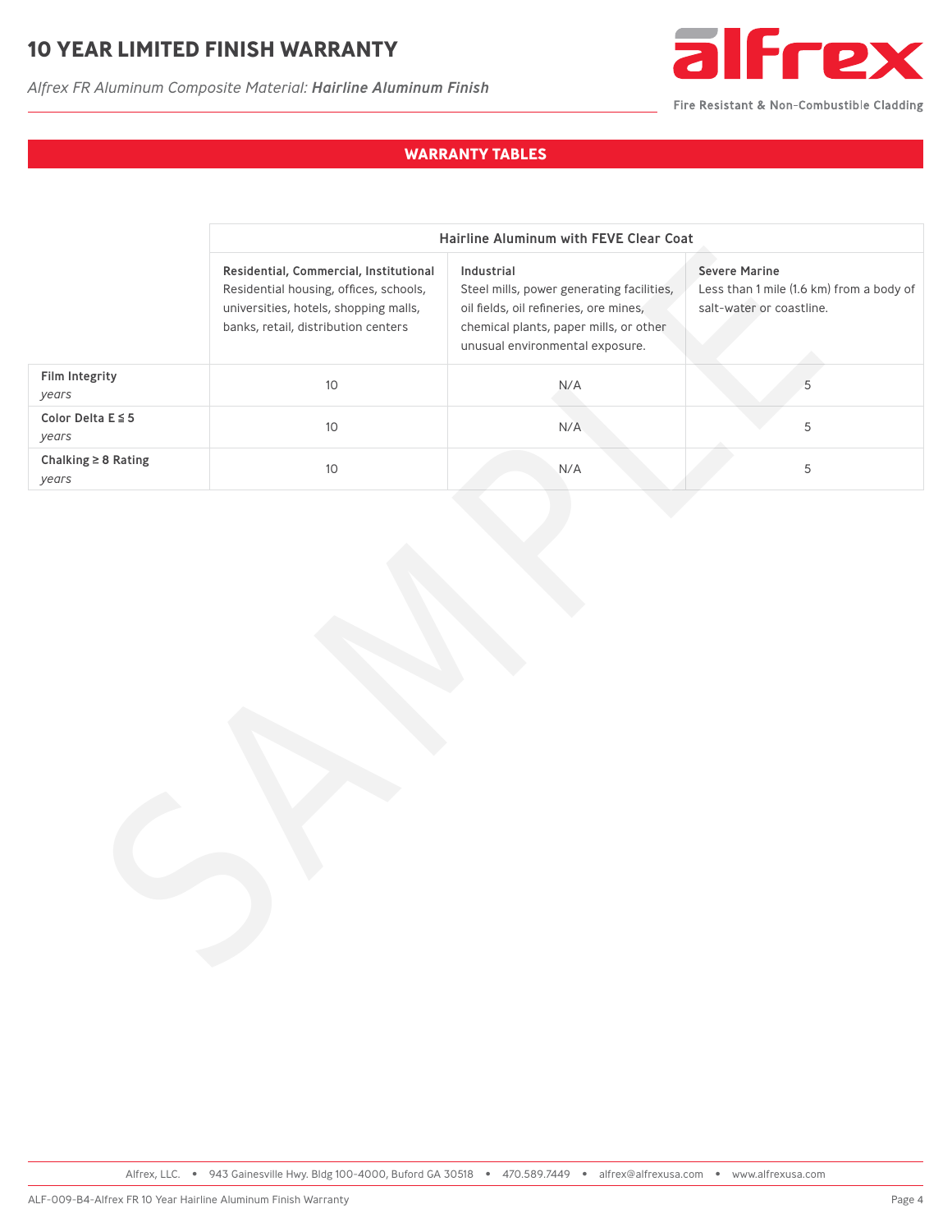# 10 YEAR LIMITED FINISH WARRANTY

*Alfrex FR Aluminum Composite Material:* ***Hairline Aluminum Finish***

Fire Resistant & Non-Combustible Cladding

## WARRANTY TABLES

| | Hairline Aluminum with FEVE Clear Coat | | |
|---|---|---|---|
| | **Residential, Commercial, Institutional** Residential housing, offices, schools, universities, hotels, shopping malls, banks, retail, distribution centers | **Industrial** Steel mills, power generating facilities, oil fields, oil refineries, ore mines, chemical plants, paper mills, or other unusual environmental exposure. | **Severe Marine** Less than 1 mile (1.6 km) from a body of salt-water or coastline. |
| **Film Integrity** *years* | 10 | N/A | 5 |
| **Color Delta E ≦ 5** *years* | 10 | N/A | 5 |
| **Chalking ≥ 8 Rating** *years* | 10 | N/A | 5 |

SAMPLE

Alfrex, LLC. • 943 Gainesville Hwy. Bldg 100-4000, Buford GA 30518 • 470.589.7449 • alfrex@alfrexusa.com • www.alfrexusa.com

ALF-009-B4-Alfrex FR 10 Year Hairline Aluminum Finish Warranty